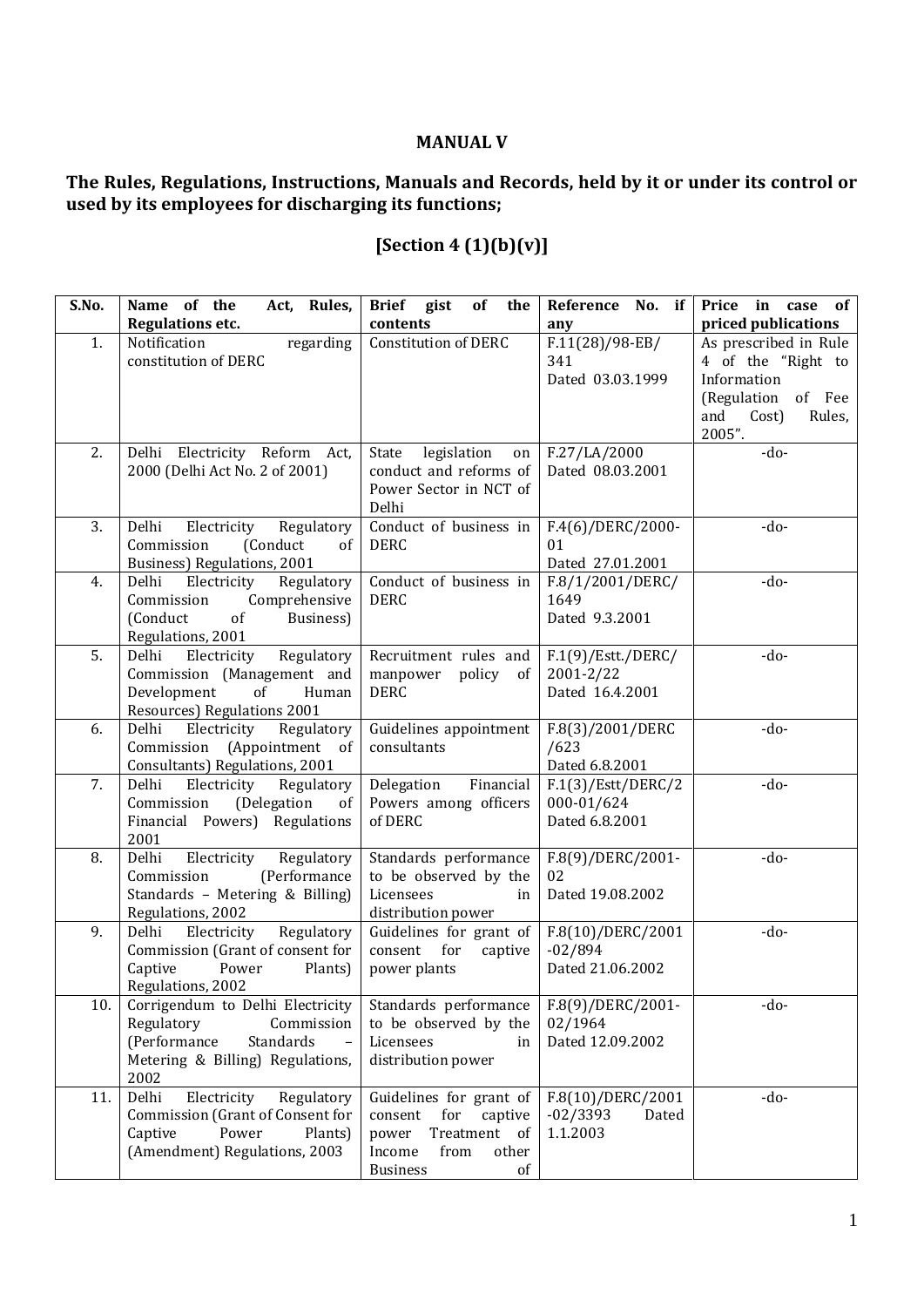**MANUAL V**

**The Rules, Regulations, Instructions, Manuals and Records, held by it or under its control or used by its employees for discharging its functions;**

## [Section 4 (1)(b)(v)]

| S.No. | Name of the Act, Rules, Regulations etc. | Brief gist of the contents | Reference No. if any | Price in case of priced publications |
|---|---|---|---|---|
| 1. | Notification regarding constitution of DERC | Constitution of DERC | F.11(28)/98-EB/ 341 Dated 03.03.1999 | As prescribed in Rule 4 of the "Right to Information (Regulation of Fee and Cost) Rules, 2005". |
| 2. | Delhi Electricity Reform Act, 2000 (Delhi Act No. 2 of 2001) | State legislation on conduct and reforms of Power Sector in NCT of Delhi | F.27/LA/2000 Dated 08.03.2001 | -do- |
| 3. | Delhi Electricity Regulatory Commission (Conduct of Business) Regulations, 2001 | Conduct of business in DERC | F.4(6)/DERC/2000-01 Dated 27.01.2001 | -do- |
| 4. | Delhi Electricity Regulatory Commission Comprehensive (Conduct of Business) Regulations, 2001 | Conduct of business in DERC | F.8/1/2001/DERC/ 1649 Dated 9.3.2001 | -do- |
| 5. | Delhi Electricity Regulatory Commission (Management and Development of Human Resources) Regulations 2001 | Recruitment rules and manpower policy of DERC | F.1(9)/Estt./DERC/ 2001-2/22 Dated 16.4.2001 | -do- |
| 6. | Delhi Electricity Regulatory Commission (Appointment of Consultants) Regulations, 2001 | Guidelines appointment consultants | F.8(3)/2001/DERC /623 Dated 6.8.2001 | -do- |
| 7. | Delhi Electricity Regulatory Commission (Delegation of Financial Powers) Regulations 2001 | Delegation Financial Powers among officers of DERC | F.1(3)/Estt/DERC/2 000-01/624 Dated 6.8.2001 | -do- |
| 8. | Delhi Electricity Regulatory Commission (Performance Standards – Metering & Billing) Regulations, 2002 | Standards performance to be observed by the Licensees in distribution power | F.8(9)/DERC/2001-02 Dated 19.08.2002 | -do- |
| 9. | Delhi Electricity Regulatory Commission (Grant of consent for Captive Power Plants) Regulations, 2002 | Guidelines for grant of consent for captive power plants | F.8(10)/DERC/2001 -02/894 Dated 21.06.2002 | -do- |
| 10. | Corrigendum to Delhi Electricity Regulatory Commission (Performance Standards – Metering & Billing) Regulations, 2002 | Standards performance to be observed by the Licensees in distribution power | F.8(9)/DERC/2001-02/1964 Dated 12.09.2002 | -do- |
| 11. | Delhi Electricity Regulatory Commission (Grant of Consent for Captive Power Plants) (Amendment) Regulations, 2003 | Guidelines for grant of consent for captive power Treatment of Income from other Business of | F.8(10)/DERC/2001 -02/3393 Dated 1.1.2003 | -do- |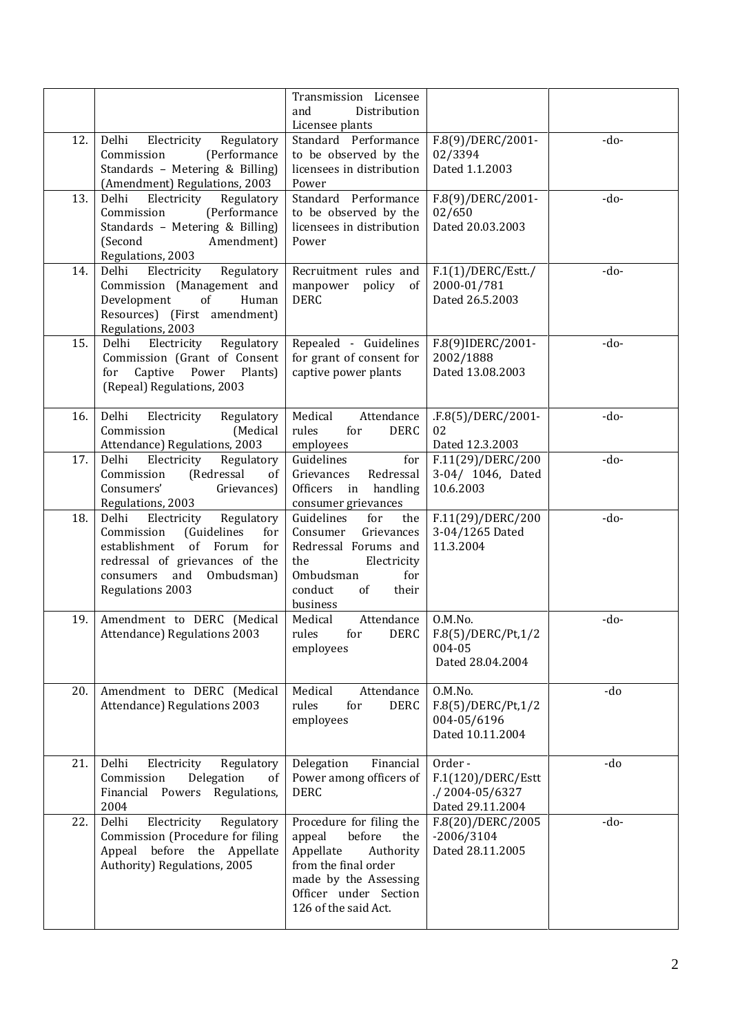| | | | | |
|---|---|---|---|---|
| | | Transmission Licensee and Distribution Licensee plants | | |
| 12. | Delhi Electricity Regulatory Commission (Performance Standards – Metering & Billing) (Amendment) Regulations, 2003 | Standard Performance to be observed by the licensees in distribution Power | F.8(9)/DERC/2001-02/3394 Dated 1.1.2003 | -do- |
| 13. | Delhi Electricity Regulatory Commission (Performance Standards – Metering & Billing) (Second Amendment) Regulations, 2003 | Standard Performance to be observed by the licensees in distribution Power | F.8(9)/DERC/2001-02/650 Dated 20.03.2003 | -do- |
| 14. | Delhi Electricity Regulatory Commission (Management and Development of Human Resources) (First amendment) Regulations, 2003 | Recruitment rules and manpower policy of DERC | F.1(1)/DERC/Estt./2000-01/781 Dated 26.5.2003 | -do- |
| 15. | Delhi Electricity Regulatory Commission (Grant of Consent for Captive Power Plants) (Repeal) Regulations, 2003 | Repealed - Guidelines for grant of consent for captive power plants | F.8(9)IDERC/2001-2002/1888 Dated 13.08.2003 | -do- |
| 16. | Delhi Electricity Regulatory Commission (Medical Attendance) Regulations, 2003 | Medical Attendance rules for DERC employees | .F.8(5)/DERC/2001-02 Dated 12.3.2003 | -do- |
| 17. | Delhi Electricity Regulatory Commission (Redressal of Consumers' Grievances) Regulations, 2003 | Guidelines for Grievances Redressal Officers in handling consumer grievances | F.11(29)/DERC/2003-04/ 1046, Dated 10.6.2003 | -do- |
| 18. | Delhi Electricity Regulatory Commission (Guidelines for establishment of Forum for redressal of grievances of the consumers and Ombudsman) Regulations 2003 | Guidelines for the Consumer Grievances Redressal Forums and the Electricity Ombudsman for conduct of their business | F.11(29)/DERC/2003-04/1265 Dated 11.3.2004 | -do- |
| 19. | Amendment to DERC (Medical Attendance) Regulations 2003 | Medical Attendance rules for DERC employees | O.M.No. F.8(5)/DERC/Pt,1/2004-05 Dated 28.04.2004 | -do- |
| 20. | Amendment to DERC (Medical Attendance) Regulations 2003 | Medical Attendance rules for DERC employees | O.M.No. F.8(5)/DERC/Pt,1/2004-05/6196 Dated 10.11.2004 | -do |
| 21. | Delhi Electricity Regulatory Commission Delegation of Financial Powers Regulations, 2004 | Delegation Financial Power among officers of DERC | Order - F.1(120)/DERC/Estt./ 2004-05/6327 Dated 29.11.2004 | -do |
| 22. | Delhi Electricity Regulatory Commission (Procedure for filing Appeal before the Appellate Authority) Regulations, 2005 | Procedure for filing the appeal before the Appellate Authority from the final order made by the Assessing Officer under Section 126 of the said Act. | F.8(20)/DERC/2005-2006/3104 Dated 28.11.2005 | -do- |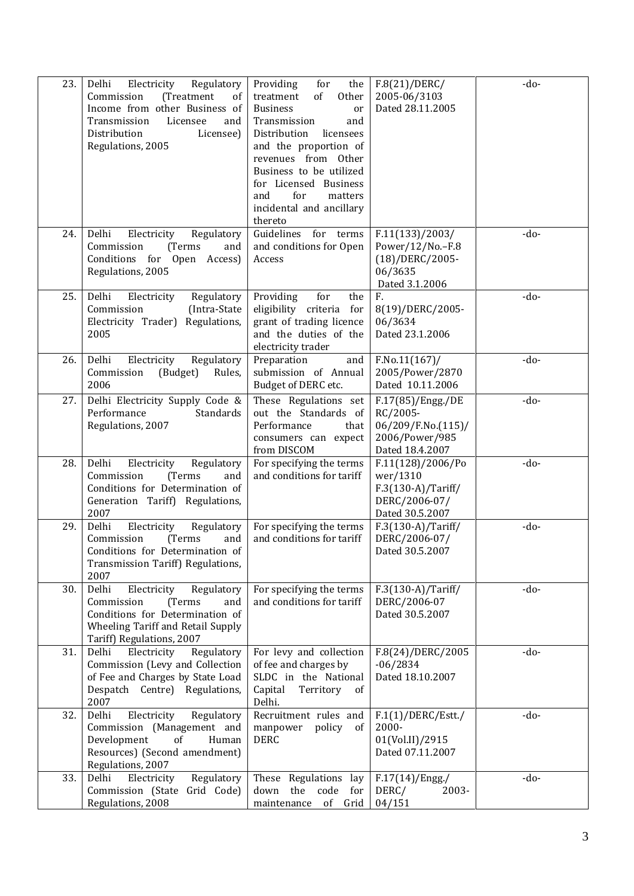| 23. | Delhi Electricity Regulatory Commission (Treatment of Income from other Business of Transmission Licensee and Distribution Licensee) Regulations, 2005 | Providing for the treatment of Other Business or Transmission and Distribution licensees and the proportion of revenues from Other Business to be utilized for Licensed Business and for matters incidental and ancillary thereto | F.8(21)/DERC/ 2005-06/3103 Dated 28.11.2005 | -do- |
|---|---|---|---|---|
| 24. | Delhi Electricity Regulatory Commission (Terms and Conditions for Open Access) Regulations, 2005 | Guidelines for terms and conditions for Open Access | F.11(133)/2003/ Power/12/No.–F.8 (18)/DERC/2005-06/3635 Dated 3.1.2006 | -do- |
| 25. | Delhi Electricity Regulatory Commission (Intra-State Electricity Trader) Regulations, 2005 | Providing for the eligibility criteria for grant of trading licence and the duties of the electricity trader | F. 8(19)/DERC/2005-06/3634 Dated 23.1.2006 | -do- |
| 26. | Delhi Electricity Regulatory Commission (Budget) Rules, 2006 | Preparation and submission of Annual Budget of DERC etc. | F.No.11(167)/ 2005/Power/2870 Dated 10.11.2006 | -do- |
| 27. | Delhi Electricity Supply Code & Performance Standards Regulations, 2007 | These Regulations set out the Standards of Performance that consumers can expect from DISCOM | F.17(85)/Engg./DERC/2005-06/209/F.No.(115)/ 2006/Power/985 Dated 18.4.2007 | -do- |
| 28. | Delhi Electricity Regulatory Commission (Terms and Conditions for Determination of Generation Tariff) Regulations, 2007 | For specifying the terms and conditions for tariff | F.11(128)/2006/Power/1310 F.3(130-A)/Tariff/ DERC/2006-07/ Dated 30.5.2007 | -do- |
| 29. | Delhi Electricity Regulatory Commission (Terms and Conditions for Determination of Transmission Tariff) Regulations, 2007 | For specifying the terms and conditions for tariff | F.3(130-A)/Tariff/ DERC/2006-07/ Dated 30.5.2007 | -do- |
| 30. | Delhi Electricity Regulatory Commission (Terms and Conditions for Determination of Wheeling Tariff and Retail Supply Tariff) Regulations, 2007 | For specifying the terms and conditions for tariff | F.3(130-A)/Tariff/ DERC/2006-07 Dated 30.5.2007 | -do- |
| 31. | Delhi Electricity Regulatory Commission (Levy and Collection of Fee and Charges by State Load Despatch Centre) Regulations, 2007 | For levy and collection of fee and charges by SLDC in the National Capital Territory of Delhi. | F.8(24)/DERC/2005-06/2834 Dated 18.10.2007 | -do- |
| 32. | Delhi Electricity Regulatory Commission (Management and Development of Human Resources) (Second amendment) Regulations, 2007 | Recruitment rules and manpower policy of DERC | F.1(1)/DERC/Estt./ 2000-01(Vol.II)/2915 Dated 07.11.2007 | -do- |
| 33. | Delhi Electricity Regulatory Commission (State Grid Code) Regulations, 2008 | These Regulations lay down the code for maintenance of Grid | F.17(14)/Engg./ DERC/ 2003-04/151 | -do- |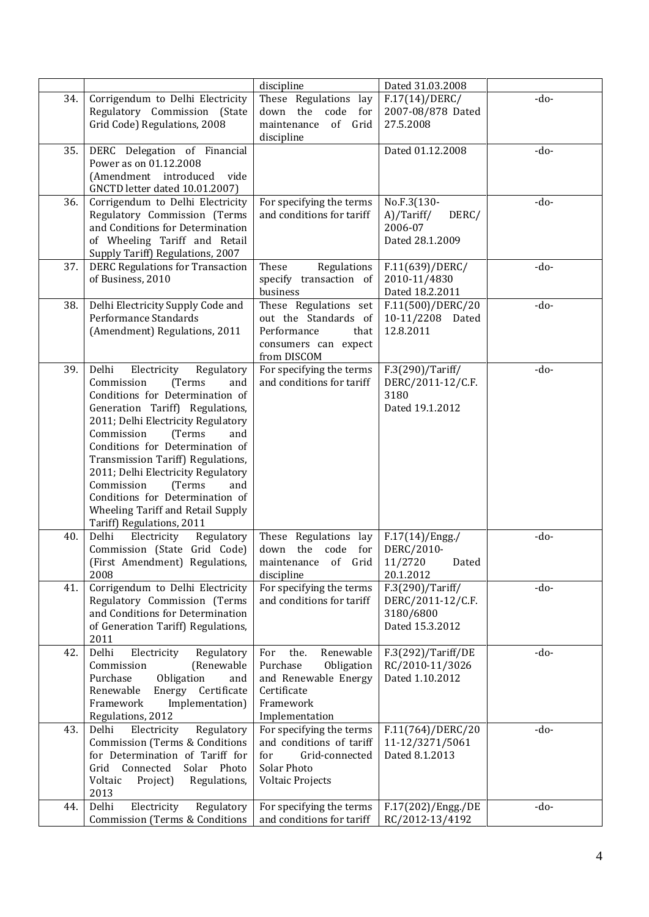| | | | | |
|---|---|---|---|---|
| | | discipline | Dated 31.03.2008 | |
| 34. | Corrigendum to Delhi Electricity Regulatory Commission (State Grid Code) Regulations, 2008 | These Regulations lay down the code for maintenance of Grid discipline | F.17(14)/DERC/ 2007-08/878 Dated 27.5.2008 | -do- |
| 35. | DERC Delegation of Financial Power as on 01.12.2008 (Amendment introduced vide GNCTD letter dated 10.01.2007) | | Dated 01.12.2008 | -do- |
| 36. | Corrigendum to Delhi Electricity Regulatory Commission (Terms and Conditions for Determination of Wheeling Tariff and Retail Supply Tariff) Regulations, 2007 | For specifying the terms and conditions for tariff | No.F.3(130-A)/Tariff/ DERC/ 2006-07 Dated 28.1.2009 | -do- |
| 37. | DERC Regulations for Transaction of Business, 2010 | These Regulations specify transaction of business | F.11(639)/DERC/ 2010-11/4830 Dated 18.2.2011 | -do- |
| 38. | Delhi Electricity Supply Code and Performance Standards (Amendment) Regulations, 2011 | These Regulations set out the Standards of Performance that consumers can expect from DISCOM | F.11(500)/DERC/2010-11/2208 Dated 12.8.2011 | -do- |
| 39. | Delhi Electricity Regulatory Commission (Terms and Conditions for Determination of Generation Tariff) Regulations, 2011; Delhi Electricity Regulatory Commission (Terms and Conditions for Determination of Transmission Tariff) Regulations, 2011; Delhi Electricity Regulatory Commission (Terms and Conditions for Determination of Wheeling Tariff and Retail Supply Tariff) Regulations, 2011 | For specifying the terms and conditions for tariff | F.3(290)/Tariff/ DERC/2011-12/C.F. 3180 Dated 19.1.2012 | -do- |
| 40. | Delhi Electricity Regulatory Commission (State Grid Code) (First Amendment) Regulations, 2008 | These Regulations lay down the code for maintenance of Grid discipline | F.17(14)/Engg./ DERC/2010-11/2720 Dated 20.1.2012 | -do- |
| 41. | Corrigendum to Delhi Electricity Regulatory Commission (Terms and Conditions for Determination of Generation Tariff) Regulations, 2011 | For specifying the terms and conditions for tariff | F.3(290)/Tariff/ DERC/2011-12/C.F. 3180/6800 Dated 15.3.2012 | -do- |
| 42. | Delhi Electricity Regulatory Commission (Renewable Purchase Obligation and Renewable Energy Certificate Framework Implementation) Regulations, 2012 | For the. Renewable Purchase Obligation and Renewable Energy Certificate Framework Implementation | F.3(292)/Tariff/DERC/2010-11/3026 Dated 1.10.2012 | -do- |
| 43. | Delhi Electricity Regulatory Commission (Terms & Conditions for Determination of Tariff for Grid Connected Solar Photo Voltaic Project) Regulations, 2013 | For specifying the terms and conditions of tariff for Grid-connected Solar Photo Voltaic Projects | F.11(764)/DERC/2011-12/3271/5061 Dated 8.1.2013 | -do- |
| 44. | Delhi Electricity Regulatory Commission (Terms & Conditions | For specifying the terms and conditions for tariff | F.17(202)/Engg./DERC/2012-13/4192 | -do- |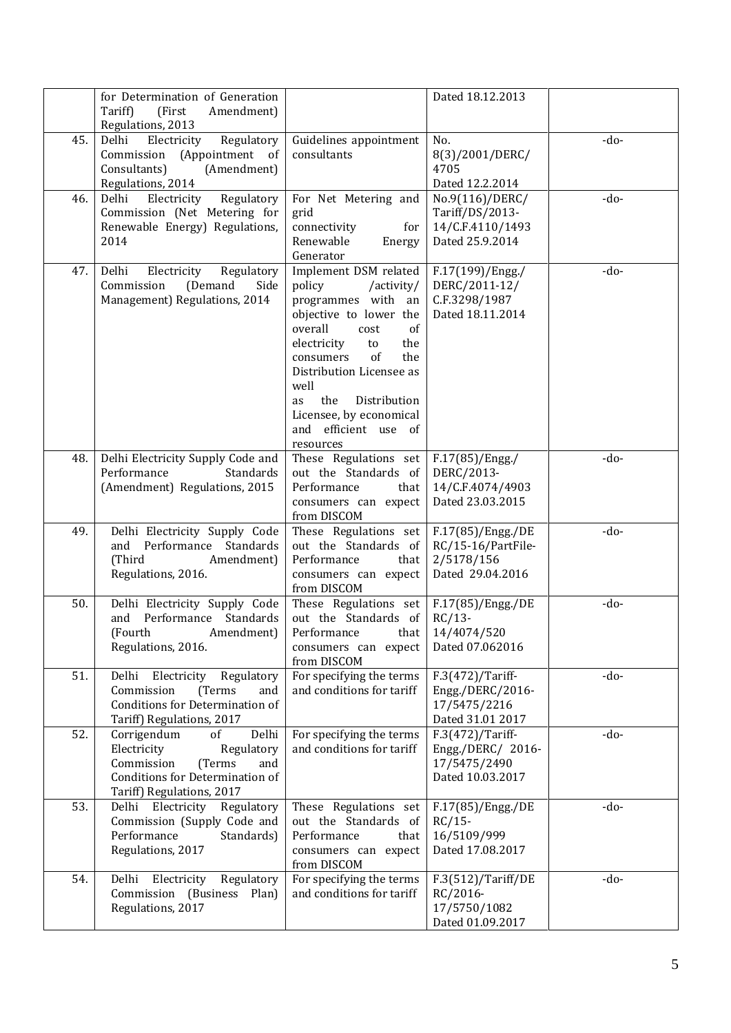| | | | | |
|---|---|---|---|---|
| | for Determination of Generation Tariff) (First Amendment) Regulations, 2013 | | Dated 18.12.2013 | |
| 45. | Delhi Electricity Regulatory Commission (Appointment of Consultants) (Amendment) Regulations, 2014 | Guidelines appointment consultants | No. 8(3)/2001/DERC/ 4705 Dated 12.2.2014 | -do- |
| 46. | Delhi Electricity Regulatory Commission (Net Metering for Renewable Energy) Regulations, 2014 | For Net Metering and grid connectivity for Renewable Energy Generator | No.9(116)/DERC/ Tariff/DS/2013-14/C.F.4110/1493 Dated 25.9.2014 | -do- |
| 47. | Delhi Electricity Regulatory Commission (Demand Side Management) Regulations, 2014 | Implement DSM related policy /activity/ programmes with an objective to lower the overall cost of electricity to the consumers of the Distribution Licensee as well as the Distribution Licensee, by economical and efficient use of resources | F.17(199)/Engg./ DERC/2011-12/ C.F.3298/1987 Dated 18.11.2014 | -do- |
| 48. | Delhi Electricity Supply Code and Performance Standards (Amendment) Regulations, 2015 | These Regulations set out the Standards of Performance that consumers can expect from DISCOM | F.17(85)/Engg./ DERC/2013-14/C.F.4074/4903 Dated 23.03.2015 | -do- |
| 49. | Delhi Electricity Supply Code and Performance Standards (Third Amendment) Regulations, 2016. | These Regulations set out the Standards of Performance that consumers can expect from DISCOM | F.17(85)/Engg./DERC/15-16/PartFile-2/5178/156 Dated 29.04.2016 | -do- |
| 50. | Delhi Electricity Supply Code and Performance Standards (Fourth Amendment) Regulations, 2016. | These Regulations set out the Standards of Performance that consumers can expect from DISCOM | F.17(85)/Engg./DERC/13-14/4074/520 Dated 07.062016 | -do- |
| 51. | Delhi Electricity Regulatory Commission (Terms and Conditions for Determination of Tariff) Regulations, 2017 | For specifying the terms and conditions for tariff | F.3(472)/Tariff-Engg./DERC/2016-17/5475/2216 Dated 31.01 2017 | -do- |
| 52. | Corrigendum of Delhi Electricity Regulatory Commission (Terms and Conditions for Determination of Tariff) Regulations, 2017 | For specifying the terms and conditions for tariff | F.3(472)/Tariff-Engg./DERC/ 2016-17/5475/2490 Dated 10.03.2017 | -do- |
| 53. | Delhi Electricity Regulatory Commission (Supply Code and Performance Standards) Regulations, 2017 | These Regulations set out the Standards of Performance that consumers can expect from DISCOM | F.17(85)/Engg./DERC/15-16/5109/999 Dated 17.08.2017 | -do- |
| 54. | Delhi Electricity Regulatory Commission (Business Plan) Regulations, 2017 | For specifying the terms and conditions for tariff | F.3(512)/Tariff/DERC/2016-17/5750/1082 Dated 01.09.2017 | -do- |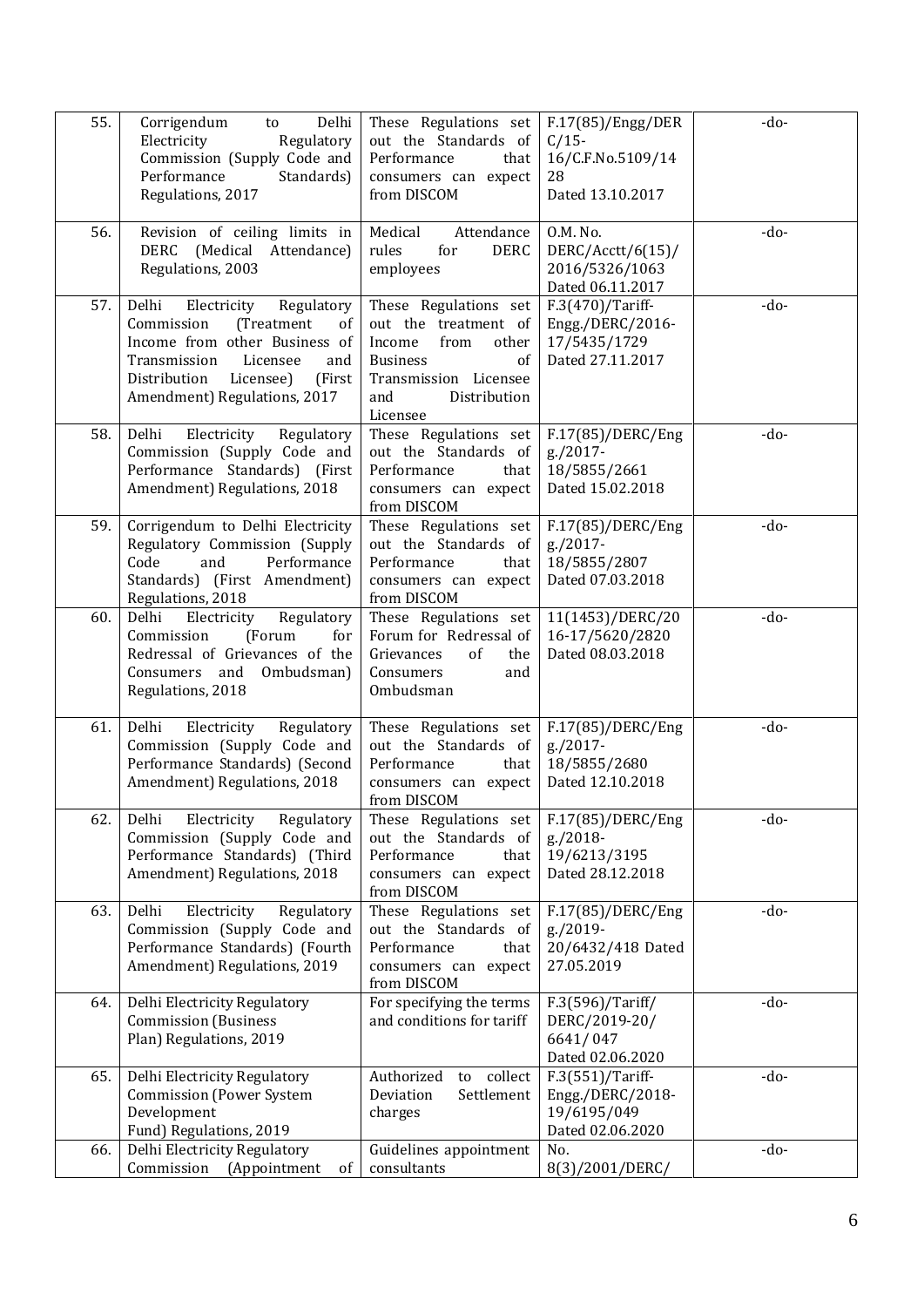| 55. | Corrigendum to Delhi Electricity Regulatory Commission (Supply Code and Performance Standards) Regulations, 2017 | These Regulations set out the Standards of Performance that consumers can expect from DISCOM | F.17(85)/Engg/DERC/15-16/C.F.No.5109/1428 Dated 13.10.2017 | -do- |
|---|---|---|---|---|
| 56. | Revision of ceiling limits in DERC (Medical Attendance) Regulations, 2003 | Medical Attendance rules for DERC employees | O.M. No. DERC/Acctt/6(15)/2016/5326/1063 Dated 06.11.2017 | -do- |
| 57. | Delhi Electricity Regulatory Commission (Treatment of Income from other Business of Transmission Licensee and Distribution Licensee) (First Amendment) Regulations, 2017 | These Regulations set out the treatment of Income from other Business of Transmission Licensee and Distribution Licensee | F.3(470)/Tariff-Engg./DERC/2016-17/5435/1729 Dated 27.11.2017 | -do- |
| 58. | Delhi Electricity Regulatory Commission (Supply Code and Performance Standards) (First Amendment) Regulations, 2018 | These Regulations set out the Standards of Performance that consumers can expect from DISCOM | F.17(85)/DERC/Engg./2017-18/5855/2661 Dated 15.02.2018 | -do- |
| 59. | Corrigendum to Delhi Electricity Regulatory Commission (Supply Code and Performance Standards) (First Amendment) Regulations, 2018 | These Regulations set out the Standards of Performance that consumers can expect from DISCOM | F.17(85)/DERC/Engg./2017-18/5855/2807 Dated 07.03.2018 | -do- |
| 60. | Delhi Electricity Regulatory Commission (Forum for Redressal of Grievances of the Consumers and Ombudsman) Regulations, 2018 | These Regulations set Forum for Redressal of Grievances of the Consumers and Ombudsman | 11(1453)/DERC/2016-17/5620/2820 Dated 08.03.2018 | -do- |
| 61. | Delhi Electricity Regulatory Commission (Supply Code and Performance Standards) (Second Amendment) Regulations, 2018 | These Regulations set out the Standards of Performance that consumers can expect from DISCOM | F.17(85)/DERC/Engg./2017-18/5855/2680 Dated 12.10.2018 | -do- |
| 62. | Delhi Electricity Regulatory Commission (Supply Code and Performance Standards) (Third Amendment) Regulations, 2018 | These Regulations set out the Standards of Performance that consumers can expect from DISCOM | F.17(85)/DERC/Engg./2018-19/6213/3195 Dated 28.12.2018 | -do- |
| 63. | Delhi Electricity Regulatory Commission (Supply Code and Performance Standards) (Fourth Amendment) Regulations, 2019 | These Regulations set out the Standards of Performance that consumers can expect from DISCOM | F.17(85)/DERC/Engg./2019-20/6432/418 Dated 27.05.2019 | -do- |
| 64. | Delhi Electricity Regulatory Commission (Business Plan) Regulations, 2019 | For specifying the terms and conditions for tariff | F.3(596)/Tariff/DERC/2019-20/6641/047 Dated 02.06.2020 | -do- |
| 65. | Delhi Electricity Regulatory Commission (Power System Development Fund) Regulations, 2019 | Authorized to collect Deviation Settlement charges | F.3(551)/Tariff-Engg./DERC/2018-19/6195/049 Dated 02.06.2020 | -do- |
| 66. | Delhi Electricity Regulatory Commission (Appointment of | Guidelines appointment consultants | No. 8(3)/2001/DERC/ | -do- |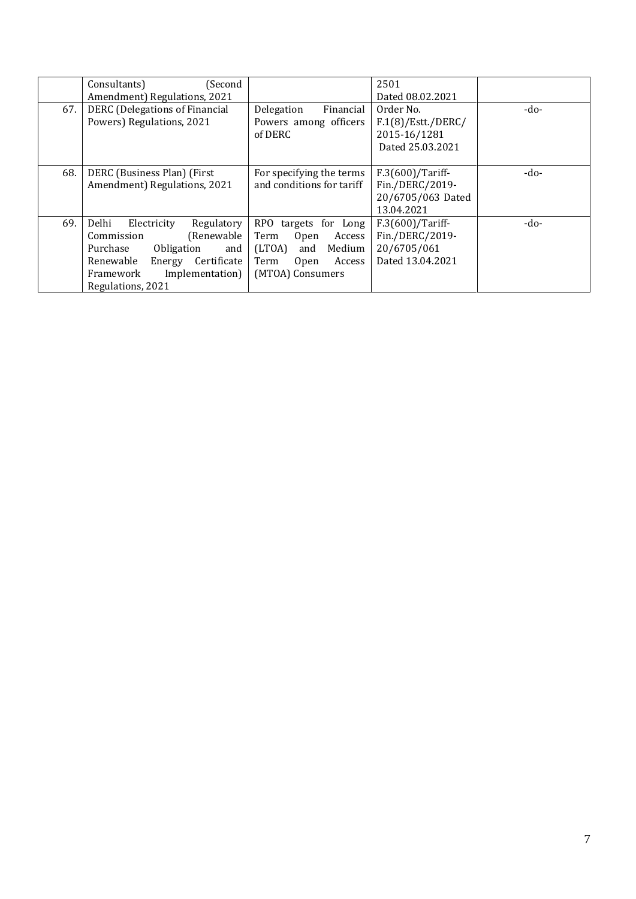| | | | | |
|---|---|---|---|---|
| | Consultants) (Second Amendment) Regulations, 2021 | | 2501 Dated 08.02.2021 | |
| 67. | DERC (Delegations of Financial Powers) Regulations, 2021 | Delegation Financial Powers among officers of DERC | Order No. F.1(8)/Estt./DERC/ 2015-16/1281 Dated 25.03.2021 | -do- |
| 68. | DERC (Business Plan) (First Amendment) Regulations, 2021 | For specifying the terms and conditions for tariff | F.3(600)/Tariff-Fin./DERC/2019-20/6705/063 Dated 13.04.2021 | -do- |
| 69. | Delhi Electricity Regulatory Commission (Renewable Purchase Obligation and Renewable Energy Certificate Framework Implementation) Regulations, 2021 | RPO targets for Long Term Open Access (LTOA) and Medium Term Open Access (MTOA) Consumers | F.3(600)/Tariff-Fin./DERC/2019-20/6705/061 Dated 13.04.2021 | -do- |